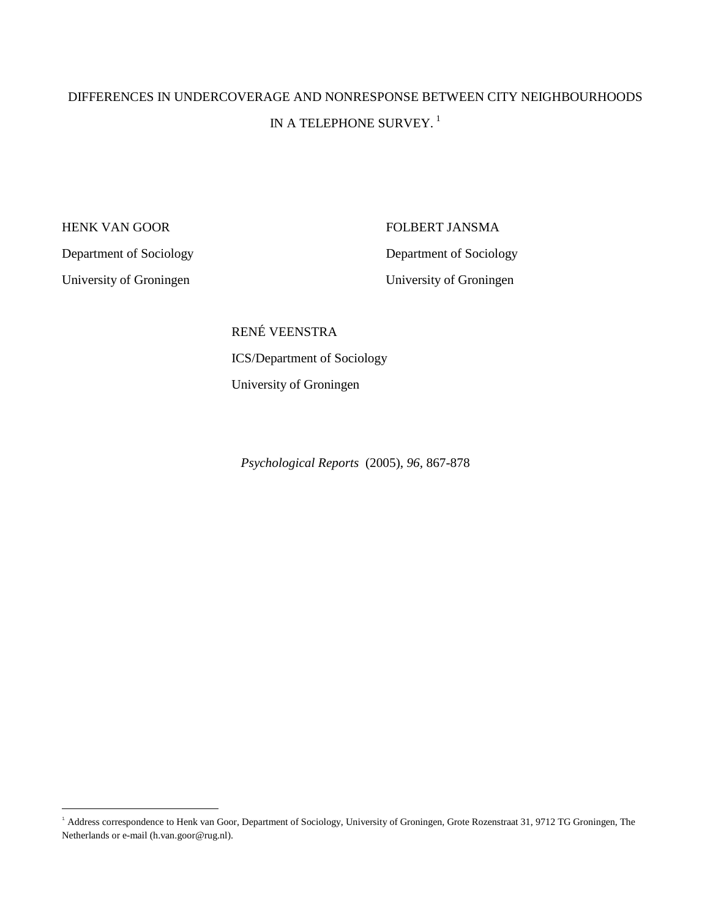# DIFFERENCES IN UNDERCOVERAGE AND NONRESPONSE BETWEEN CITY NEIGHBOURHOODS IN A TELEPHONE SURVEY. [1]

HENK VAN GOOR
Department of Sociology
University of Groningen

FOLBERT JANSMA
Department of Sociology
University of Groningen

RENÉ VEENSTRA
ICS/Department of Sociology
University of Groningen

*Psychological Reports* (2005), *96*, 867-878

---

[1] Address correspondence to Henk van Goor, Department of Sociology, University of Groningen, Grote Rozenstraat 31, 9712 TG Groningen, The Netherlands or e-mail (h.van.goor@rug.nl).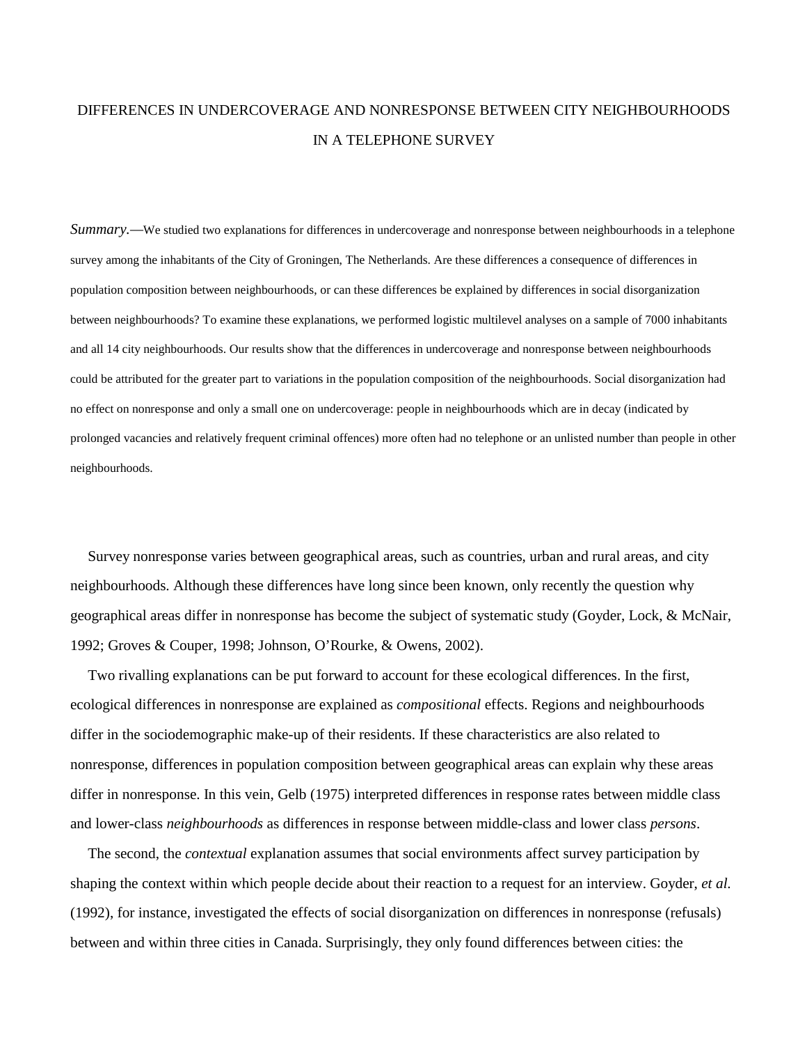# DIFFERENCES IN UNDERCOVERAGE AND NONRESPONSE BETWEEN CITY NEIGHBOURHOODS IN A TELEPHONE SURVEY

*Summary.*—We studied two explanations for differences in undercoverage and nonresponse between neighbourhoods in a telephone survey among the inhabitants of the City of Groningen, The Netherlands. Are these differences a consequence of differences in population composition between neighbourhoods, or can these differences be explained by differences in social disorganization between neighbourhoods? To examine these explanations, we performed logistic multilevel analyses on a sample of 7000 inhabitants and all 14 city neighbourhoods. Our results show that the differences in undercoverage and nonresponse between neighbourhoods could be attributed for the greater part to variations in the population composition of the neighbourhoods. Social disorganization had no effect on nonresponse and only a small one on undercoverage: people in neighbourhoods which are in decay (indicated by prolonged vacancies and relatively frequent criminal offences) more often had no telephone or an unlisted number than people in other neighbourhoods.

Survey nonresponse varies between geographical areas, such as countries, urban and rural areas, and city neighbourhoods. Although these differences have long since been known, only recently the question why geographical areas differ in nonresponse has become the subject of systematic study (Goyder, Lock, & McNair, 1992; Groves & Couper, 1998; Johnson, O'Rourke, & Owens, 2002).

Two rivalling explanations can be put forward to account for these ecological differences. In the first, ecological differences in nonresponse are explained as *compositional* effects. Regions and neighbourhoods differ in the sociodemographic make-up of their residents. If these characteristics are also related to nonresponse, differences in population composition between geographical areas can explain why these areas differ in nonresponse. In this vein, Gelb (1975) interpreted differences in response rates between middle class and lower-class *neighbourhoods* as differences in response between middle-class and lower class *persons*.

The second, the *contextual* explanation assumes that social environments affect survey participation by shaping the context within which people decide about their reaction to a request for an interview. Goyder, *et al.* (1992), for instance, investigated the effects of social disorganization on differences in nonresponse (refusals) between and within three cities in Canada. Surprisingly, they only found differences between cities: the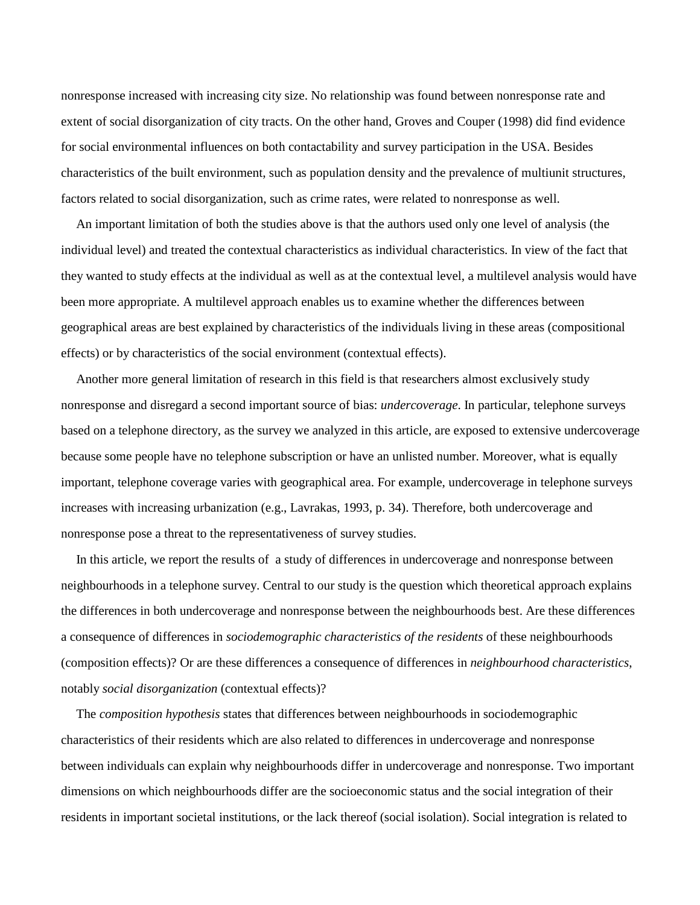nonresponse increased with increasing city size. No relationship was found between nonresponse rate and extent of social disorganization of city tracts. On the other hand, Groves and Couper (1998) did find evidence for social environmental influences on both contactability and survey participation in the USA. Besides characteristics of the built environment, such as population density and the prevalence of multiunit structures, factors related to social disorganization, such as crime rates, were related to nonresponse as well.

An important limitation of both the studies above is that the authors used only one level of analysis (the individual level) and treated the contextual characteristics as individual characteristics. In view of the fact that they wanted to study effects at the individual as well as at the contextual level, a multilevel analysis would have been more appropriate. A multilevel approach enables us to examine whether the differences between geographical areas are best explained by characteristics of the individuals living in these areas (compositional effects) or by characteristics of the social environment (contextual effects).

Another more general limitation of research in this field is that researchers almost exclusively study nonresponse and disregard a second important source of bias: *undercoverage*. In particular, telephone surveys based on a telephone directory, as the survey we analyzed in this article, are exposed to extensive undercoverage because some people have no telephone subscription or have an unlisted number. Moreover, what is equally important, telephone coverage varies with geographical area. For example, undercoverage in telephone surveys increases with increasing urbanization (e.g., Lavrakas, 1993, p. 34). Therefore, both undercoverage and nonresponse pose a threat to the representativeness of survey studies.

In this article, we report the results of a study of differences in undercoverage and nonresponse between neighbourhoods in a telephone survey. Central to our study is the question which theoretical approach explains the differences in both undercoverage and nonresponse between the neighbourhoods best. Are these differences a consequence of differences in *sociodemographic characteristics of the residents* of these neighbourhoods (composition effects)? Or are these differences a consequence of differences in *neighbourhood characteristics*, notably *social disorganization* (contextual effects)?

The *composition hypothesis* states that differences between neighbourhoods in sociodemographic characteristics of their residents which are also related to differences in undercoverage and nonresponse between individuals can explain why neighbourhoods differ in undercoverage and nonresponse. Two important dimensions on which neighbourhoods differ are the socioeconomic status and the social integration of their residents in important societal institutions, or the lack thereof (social isolation). Social integration is related to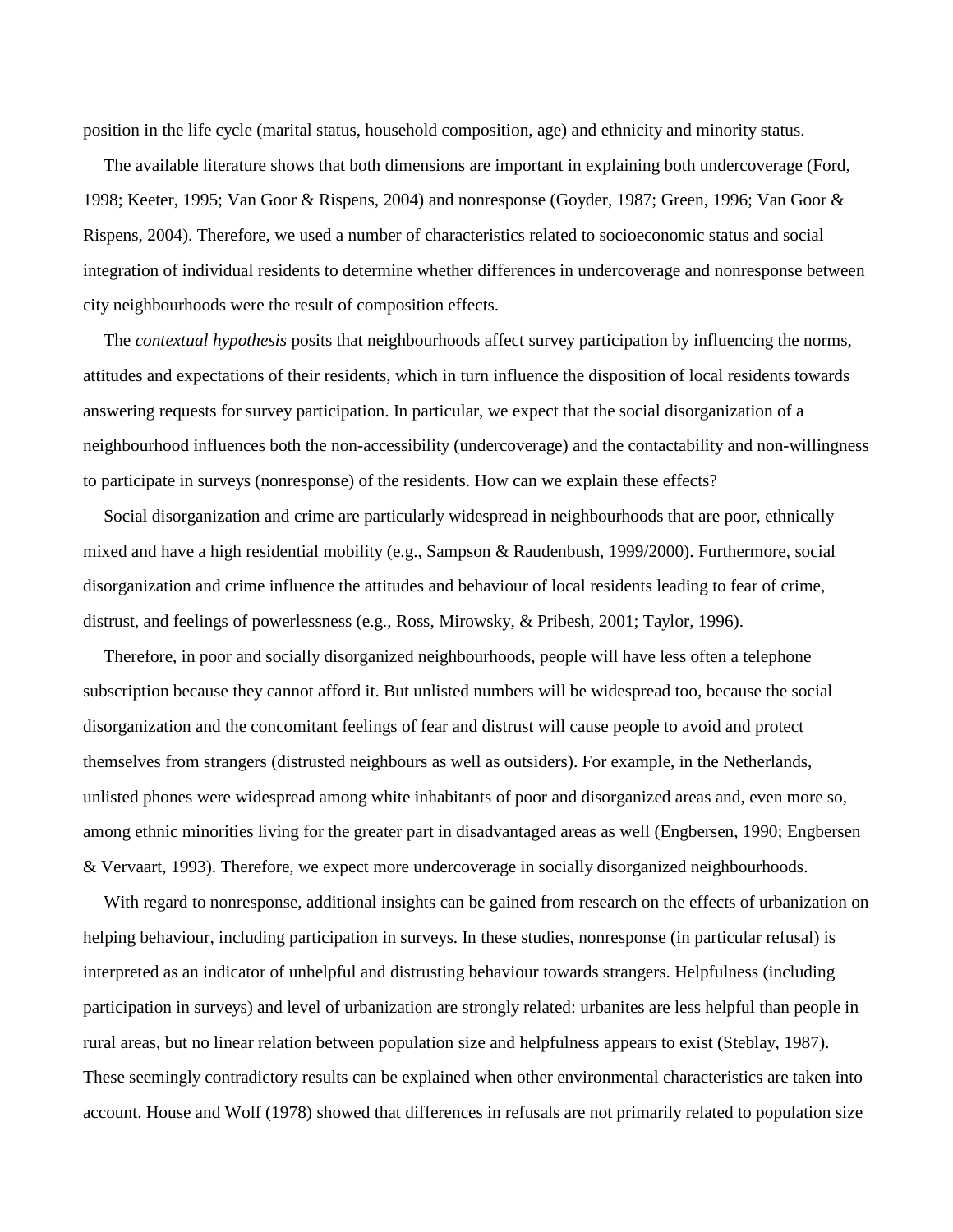position in the life cycle (marital status, household composition, age) and ethnicity and minority status.

The available literature shows that both dimensions are important in explaining both undercoverage (Ford, 1998; Keeter, 1995; Van Goor & Rispens, 2004) and nonresponse (Goyder, 1987; Green, 1996; Van Goor & Rispens, 2004). Therefore, we used a number of characteristics related to socioeconomic status and social integration of individual residents to determine whether differences in undercoverage and nonresponse between city neighbourhoods were the result of composition effects.

The *contextual hypothesis* posits that neighbourhoods affect survey participation by influencing the norms, attitudes and expectations of their residents, which in turn influence the disposition of local residents towards answering requests for survey participation. In particular, we expect that the social disorganization of a neighbourhood influences both the non-accessibility (undercoverage) and the contactability and non-willingness to participate in surveys (nonresponse) of the residents. How can we explain these effects?

Social disorganization and crime are particularly widespread in neighbourhoods that are poor, ethnically mixed and have a high residential mobility (e.g., Sampson & Raudenbush, 1999/2000). Furthermore, social disorganization and crime influence the attitudes and behaviour of local residents leading to fear of crime, distrust, and feelings of powerlessness (e.g., Ross, Mirowsky, & Pribesh, 2001; Taylor, 1996).

Therefore, in poor and socially disorganized neighbourhoods, people will have less often a telephone subscription because they cannot afford it. But unlisted numbers will be widespread too, because the social disorganization and the concomitant feelings of fear and distrust will cause people to avoid and protect themselves from strangers (distrusted neighbours as well as outsiders). For example, in the Netherlands, unlisted phones were widespread among white inhabitants of poor and disorganized areas and, even more so, among ethnic minorities living for the greater part in disadvantaged areas as well (Engbersen, 1990; Engbersen & Vervaart, 1993). Therefore, we expect more undercoverage in socially disorganized neighbourhoods.

With regard to nonresponse, additional insights can be gained from research on the effects of urbanization on helping behaviour, including participation in surveys. In these studies, nonresponse (in particular refusal) is interpreted as an indicator of unhelpful and distrusting behaviour towards strangers. Helpfulness (including participation in surveys) and level of urbanization are strongly related: urbanites are less helpful than people in rural areas, but no linear relation between population size and helpfulness appears to exist (Steblay, 1987). These seemingly contradictory results can be explained when other environmental characteristics are taken into account. House and Wolf (1978) showed that differences in refusals are not primarily related to population size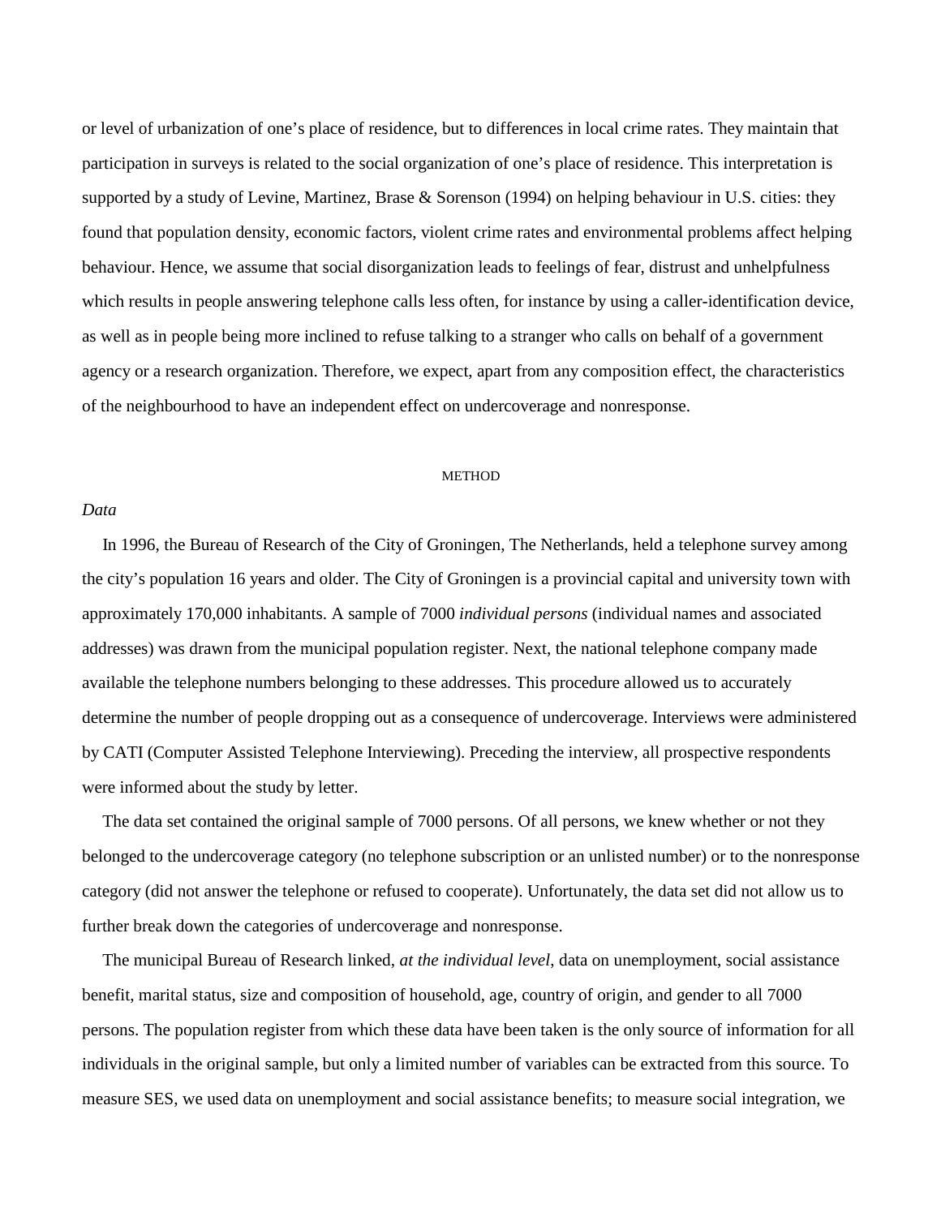or level of urbanization of one's place of residence, but to differences in local crime rates. They maintain that participation in surveys is related to the social organization of one's place of residence. This interpretation is supported by a study of Levine, Martinez, Brase & Sorenson (1994) on helping behaviour in U.S. cities: they found that population density, economic factors, violent crime rates and environmental problems affect helping behaviour. Hence, we assume that social disorganization leads to feelings of fear, distrust and unhelpfulness which results in people answering telephone calls less often, for instance by using a caller-identification device, as well as in people being more inclined to refuse talking to a stranger who calls on behalf of a government agency or a research organization. Therefore, we expect, apart from any composition effect, the characteristics of the neighbourhood to have an independent effect on undercoverage and nonresponse.

## METHOD

### *Data*

In 1996, the Bureau of Research of the City of Groningen, The Netherlands, held a telephone survey among the city's population 16 years and older. The City of Groningen is a provincial capital and university town with approximately 170,000 inhabitants. A sample of 7000 *individual persons* (individual names and associated addresses) was drawn from the municipal population register. Next, the national telephone company made available the telephone numbers belonging to these addresses. This procedure allowed us to accurately determine the number of people dropping out as a consequence of undercoverage. Interviews were administered by CATI (Computer Assisted Telephone Interviewing). Preceding the interview, all prospective respondents were informed about the study by letter.

The data set contained the original sample of 7000 persons. Of all persons, we knew whether or not they belonged to the undercoverage category (no telephone subscription or an unlisted number) or to the nonresponse category (did not answer the telephone or refused to cooperate). Unfortunately, the data set did not allow us to further break down the categories of undercoverage and nonresponse.

The municipal Bureau of Research linked, *at the individual level,* data on unemployment, social assistance benefit, marital status, size and composition of household, age, country of origin, and gender to all 7000 persons. The population register from which these data have been taken is the only source of information for all individuals in the original sample, but only a limited number of variables can be extracted from this source. To measure SES, we used data on unemployment and social assistance benefits; to measure social integration, we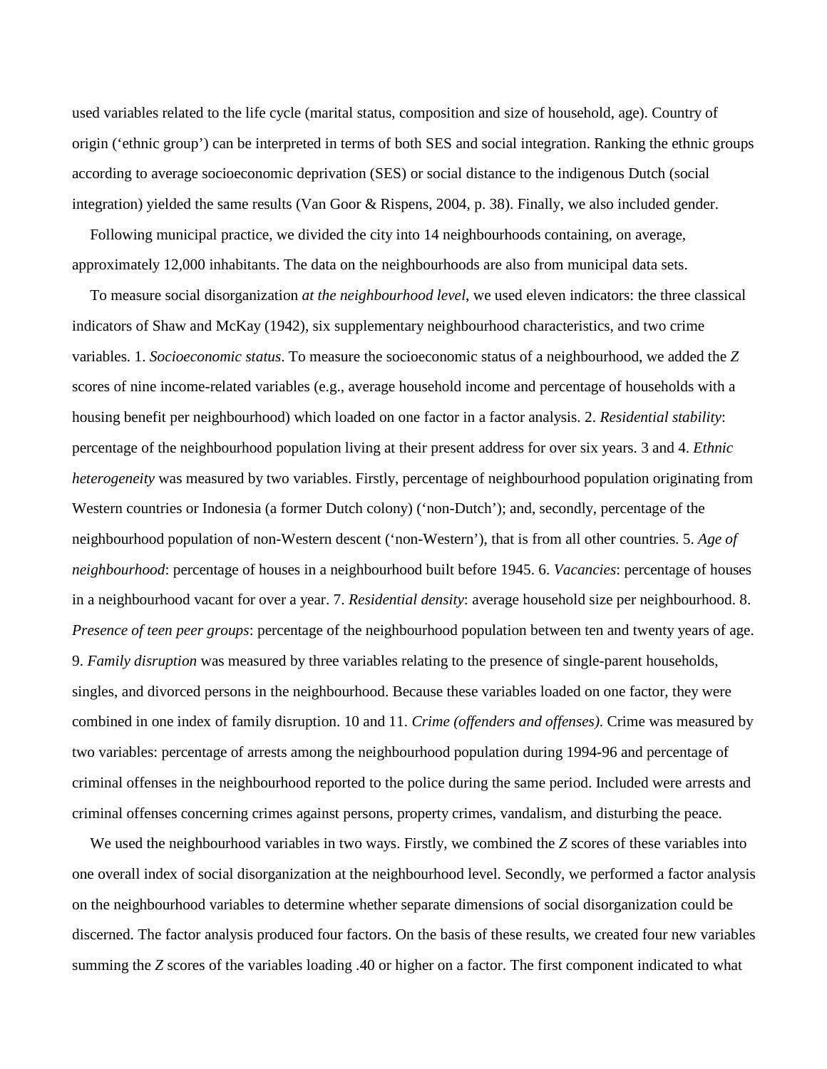used variables related to the life cycle (marital status, composition and size of household, age). Country of origin ('ethnic group') can be interpreted in terms of both SES and social integration. Ranking the ethnic groups according to average socioeconomic deprivation (SES) or social distance to the indigenous Dutch (social integration) yielded the same results (Van Goor & Rispens, 2004, p. 38). Finally, we also included gender.

Following municipal practice, we divided the city into 14 neighbourhoods containing, on average, approximately 12,000 inhabitants. The data on the neighbourhoods are also from municipal data sets.

To measure social disorganization *at the neighbourhood level*, we used eleven indicators: the three classical indicators of Shaw and McKay (1942), six supplementary neighbourhood characteristics, and two crime variables. 1. *Socioeconomic status*. To measure the socioeconomic status of a neighbourhood, we added the *Z* scores of nine income-related variables (e.g., average household income and percentage of households with a housing benefit per neighbourhood) which loaded on one factor in a factor analysis. 2. *Residential stability*: percentage of the neighbourhood population living at their present address for over six years. 3 and 4. *Ethnic heterogeneity* was measured by two variables. Firstly, percentage of neighbourhood population originating from Western countries or Indonesia (a former Dutch colony) ('non-Dutch'); and, secondly, percentage of the neighbourhood population of non-Western descent ('non-Western'), that is from all other countries. 5. *Age of neighbourhood*: percentage of houses in a neighbourhood built before 1945. 6. *Vacancies*: percentage of houses in a neighbourhood vacant for over a year. 7. *Residential density*: average household size per neighbourhood. 8. *Presence of teen peer groups*: percentage of the neighbourhood population between ten and twenty years of age. 9. *Family disruption* was measured by three variables relating to the presence of single-parent households, singles, and divorced persons in the neighbourhood. Because these variables loaded on one factor, they were combined in one index of family disruption. 10 and 11. *Crime (offenders and offenses)*. Crime was measured by two variables: percentage of arrests among the neighbourhood population during 1994-96 and percentage of criminal offenses in the neighbourhood reported to the police during the same period. Included were arrests and criminal offenses concerning crimes against persons, property crimes, vandalism, and disturbing the peace.

We used the neighbourhood variables in two ways. Firstly, we combined the *Z* scores of these variables into one overall index of social disorganization at the neighbourhood level. Secondly, we performed a factor analysis on the neighbourhood variables to determine whether separate dimensions of social disorganization could be discerned. The factor analysis produced four factors. On the basis of these results, we created four new variables summing the *Z* scores of the variables loading .40 or higher on a factor. The first component indicated to what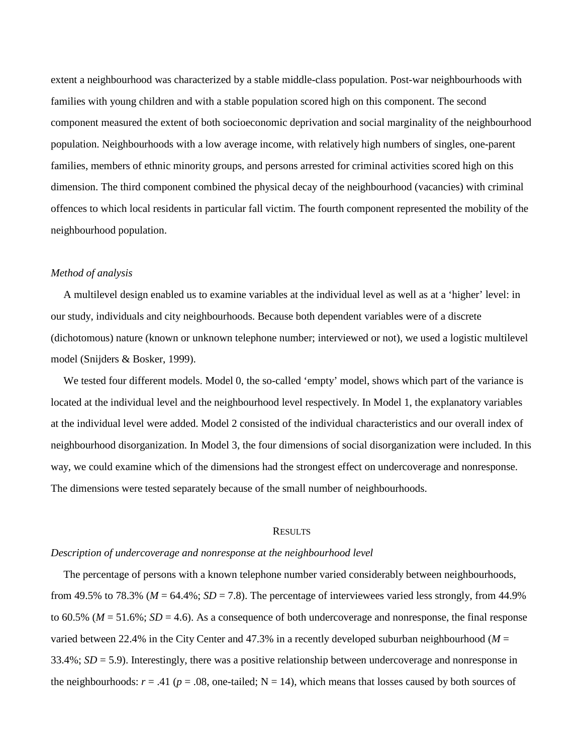extent a neighbourhood was characterized by a stable middle-class population. Post-war neighbourhoods with families with young children and with a stable population scored high on this component. The second component measured the extent of both socioeconomic deprivation and social marginality of the neighbourhood population. Neighbourhoods with a low average income, with relatively high numbers of singles, one-parent families, members of ethnic minority groups, and persons arrested for criminal activities scored high on this dimension. The third component combined the physical decay of the neighbourhood (vacancies) with criminal offences to which local residents in particular fall victim. The fourth component represented the mobility of the neighbourhood population.

### *Method of analysis*

A multilevel design enabled us to examine variables at the individual level as well as at a 'higher' level: in our study, individuals and city neighbourhoods. Because both dependent variables were of a discrete (dichotomous) nature (known or unknown telephone number; interviewed or not), we used a logistic multilevel model (Snijders & Bosker, 1999).

We tested four different models. Model 0, the so-called 'empty' model, shows which part of the variance is located at the individual level and the neighbourhood level respectively. In Model 1, the explanatory variables at the individual level were added. Model 2 consisted of the individual characteristics and our overall index of neighbourhood disorganization. In Model 3, the four dimensions of social disorganization were included. In this way, we could examine which of the dimensions had the strongest effect on undercoverage and nonresponse. The dimensions were tested separately because of the small number of neighbourhoods.

## RESULTS

### *Description of undercoverage and nonresponse at the neighbourhood level*

The percentage of persons with a known telephone number varied considerably between neighbourhoods, from 49.5% to 78.3% ($M$ = 64.4%; $SD$ = 7.8). The percentage of interviewees varied less strongly, from 44.9% to 60.5% ($M$ = 51.6%; $SD$ = 4.6). As a consequence of both undercoverage and nonresponse, the final response varied between 22.4% in the City Center and 47.3% in a recently developed suburban neighbourhood ($M$ = 33.4%; $SD$ = 5.9). Interestingly, there was a positive relationship between undercoverage and nonresponse in the neighbourhoods: $r$ = .41 ($p$ = .08, one-tailed; N = 14), which means that losses caused by both sources of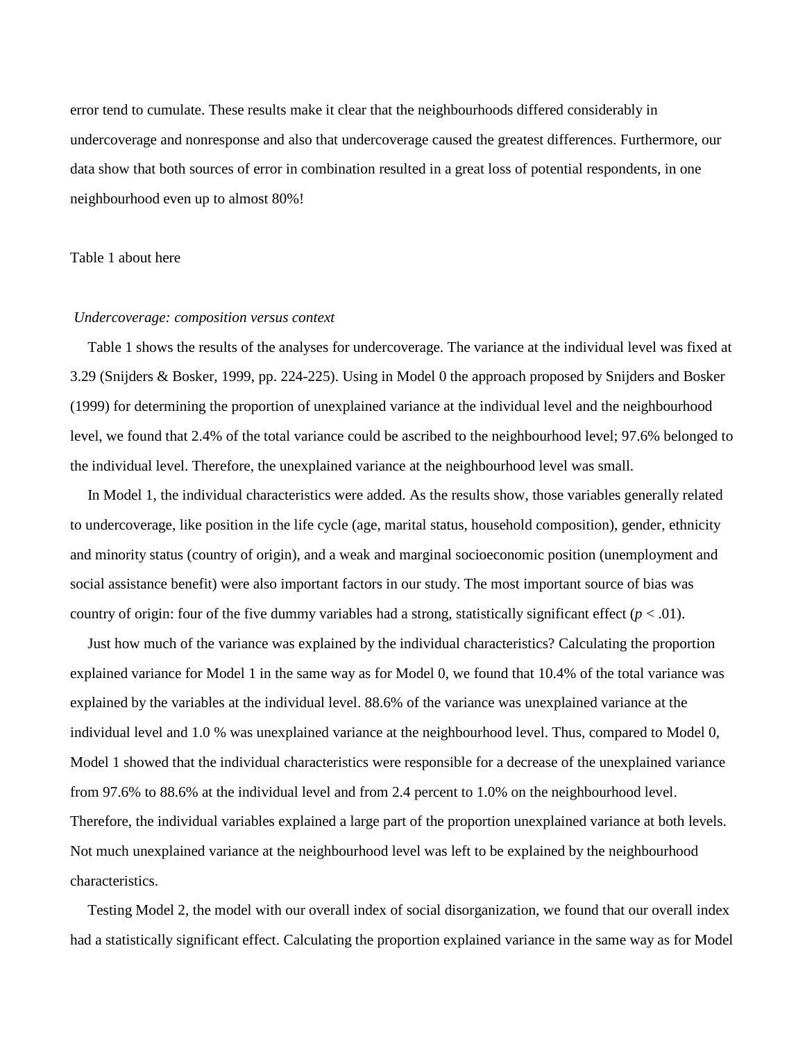error tend to cumulate. These results make it clear that the neighbourhoods differed considerably in undercoverage and nonresponse and also that undercoverage caused the greatest differences. Furthermore, our data show that both sources of error in combination resulted in a great loss of potential respondents, in one neighbourhood even up to almost 80%!

Table 1 about here

*Undercoverage: composition versus context*

Table 1 shows the results of the analyses for undercoverage. The variance at the individual level was fixed at 3.29 (Snijders & Bosker, 1999, pp. 224-225). Using in Model 0 the approach proposed by Snijders and Bosker (1999) for determining the proportion of unexplained variance at the individual level and the neighbourhood level, we found that 2.4% of the total variance could be ascribed to the neighbourhood level; 97.6% belonged to the individual level. Therefore, the unexplained variance at the neighbourhood level was small.

In Model 1, the individual characteristics were added. As the results show, those variables generally related to undercoverage, like position in the life cycle (age, marital status, household composition), gender, ethnicity and minority status (country of origin), and a weak and marginal socioeconomic position (unemployment and social assistance benefit) were also important factors in our study. The most important source of bias was country of origin: four of the five dummy variables had a strong, statistically significant effect ($p < .01$).

Just how much of the variance was explained by the individual characteristics? Calculating the proportion explained variance for Model 1 in the same way as for Model 0, we found that 10.4% of the total variance was explained by the variables at the individual level. 88.6% of the variance was unexplained variance at the individual level and 1.0 % was unexplained variance at the neighbourhood level. Thus, compared to Model 0, Model 1 showed that the individual characteristics were responsible for a decrease of the unexplained variance from 97.6% to 88.6% at the individual level and from 2.4 percent to 1.0% on the neighbourhood level. Therefore, the individual variables explained a large part of the proportion unexplained variance at both levels. Not much unexplained variance at the neighbourhood level was left to be explained by the neighbourhood characteristics.

Testing Model 2, the model with our overall index of social disorganization, we found that our overall index had a statistically significant effect. Calculating the proportion explained variance in the same way as for Model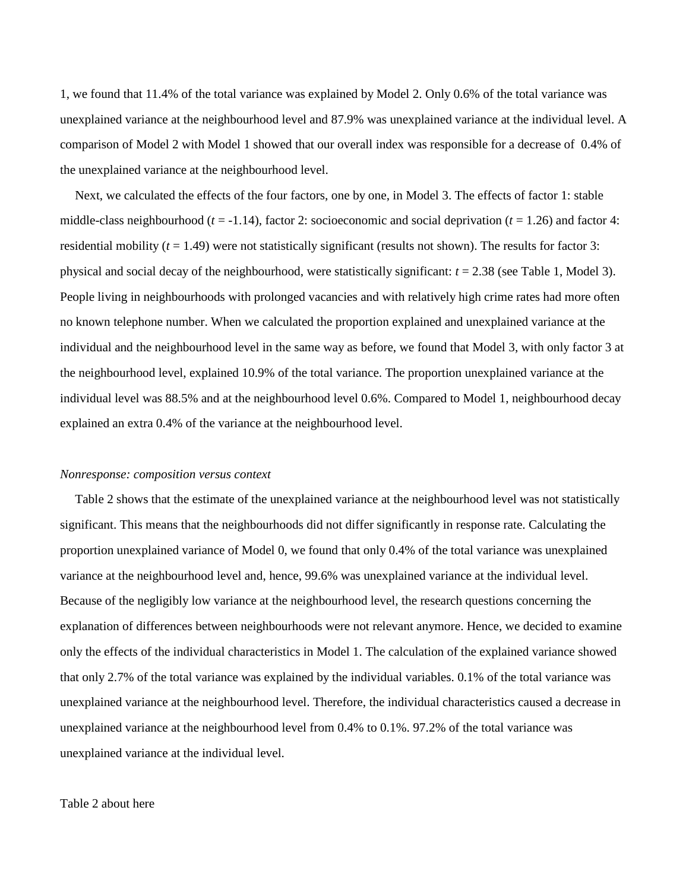1, we found that 11.4% of the total variance was explained by Model 2. Only 0.6% of the total variance was unexplained variance at the neighbourhood level and 87.9% was unexplained variance at the individual level. A comparison of Model 2 with Model 1 showed that our overall index was responsible for a decrease of 0.4% of the unexplained variance at the neighbourhood level.

Next, we calculated the effects of the four factors, one by one, in Model 3. The effects of factor 1: stable middle-class neighbourhood ($t$ = -1.14), factor 2: socioeconomic and social deprivation ($t$ = 1.26) and factor 4: residential mobility ($t$ = 1.49) were not statistically significant (results not shown). The results for factor 3: physical and social decay of the neighbourhood, were statistically significant: $t$ = 2.38 (see Table 1, Model 3). People living in neighbourhoods with prolonged vacancies and with relatively high crime rates had more often no known telephone number. When we calculated the proportion explained and unexplained variance at the individual and the neighbourhood level in the same way as before, we found that Model 3, with only factor 3 at the neighbourhood level, explained 10.9% of the total variance. The proportion unexplained variance at the individual level was 88.5% and at the neighbourhood level 0.6%. Compared to Model 1, neighbourhood decay explained an extra 0.4% of the variance at the neighbourhood level.

*Nonresponse: composition versus context*

Table 2 shows that the estimate of the unexplained variance at the neighbourhood level was not statistically significant. This means that the neighbourhoods did not differ significantly in response rate. Calculating the proportion unexplained variance of Model 0, we found that only 0.4% of the total variance was unexplained variance at the neighbourhood level and, hence, 99.6% was unexplained variance at the individual level. Because of the negligibly low variance at the neighbourhood level, the research questions concerning the explanation of differences between neighbourhoods were not relevant anymore. Hence, we decided to examine only the effects of the individual characteristics in Model 1. The calculation of the explained variance showed that only 2.7% of the total variance was explained by the individual variables. 0.1% of the total variance was unexplained variance at the neighbourhood level. Therefore, the individual characteristics caused a decrease in unexplained variance at the neighbourhood level from 0.4% to 0.1%. 97.2% of the total variance was unexplained variance at the individual level.

Table 2 about here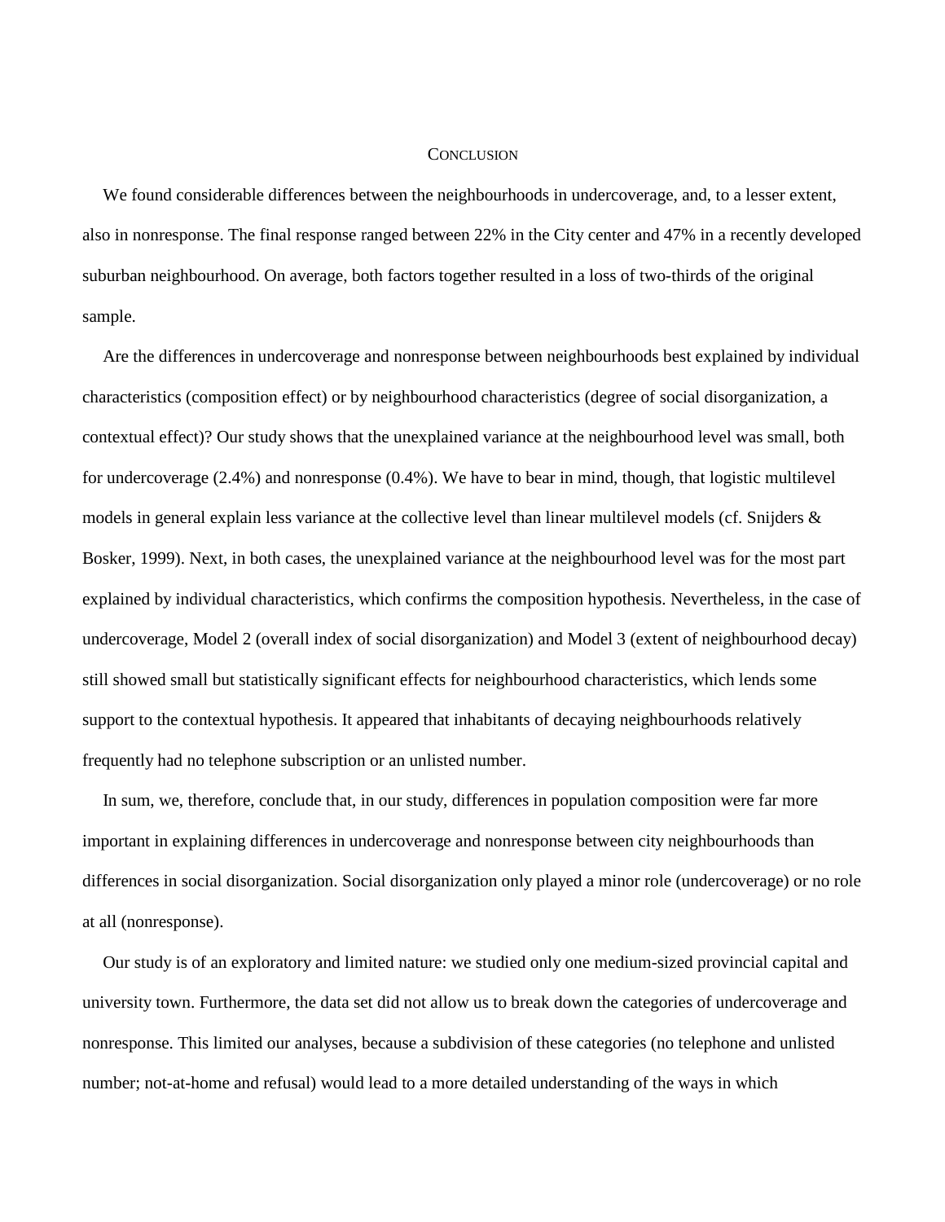## Conclusion

We found considerable differences between the neighbourhoods in undercoverage, and, to a lesser extent, also in nonresponse. The final response ranged between 22% in the City center and 47% in a recently developed suburban neighbourhood. On average, both factors together resulted in a loss of two-thirds of the original sample.

Are the differences in undercoverage and nonresponse between neighbourhoods best explained by individual characteristics (composition effect) or by neighbourhood characteristics (degree of social disorganization, a contextual effect)? Our study shows that the unexplained variance at the neighbourhood level was small, both for undercoverage (2.4%) and nonresponse (0.4%). We have to bear in mind, though, that logistic multilevel models in general explain less variance at the collective level than linear multilevel models (cf. Snijders & Bosker, 1999). Next, in both cases, the unexplained variance at the neighbourhood level was for the most part explained by individual characteristics, which confirms the composition hypothesis. Nevertheless, in the case of undercoverage, Model 2 (overall index of social disorganization) and Model 3 (extent of neighbourhood decay) still showed small but statistically significant effects for neighbourhood characteristics, which lends some support to the contextual hypothesis. It appeared that inhabitants of decaying neighbourhoods relatively frequently had no telephone subscription or an unlisted number.

In sum, we, therefore, conclude that, in our study, differences in population composition were far more important in explaining differences in undercoverage and nonresponse between city neighbourhoods than differences in social disorganization. Social disorganization only played a minor role (undercoverage) or no role at all (nonresponse).

Our study is of an exploratory and limited nature: we studied only one medium-sized provincial capital and university town. Furthermore, the data set did not allow us to break down the categories of undercoverage and nonresponse. This limited our analyses, because a subdivision of these categories (no telephone and unlisted number; not-at-home and refusal) would lead to a more detailed understanding of the ways in which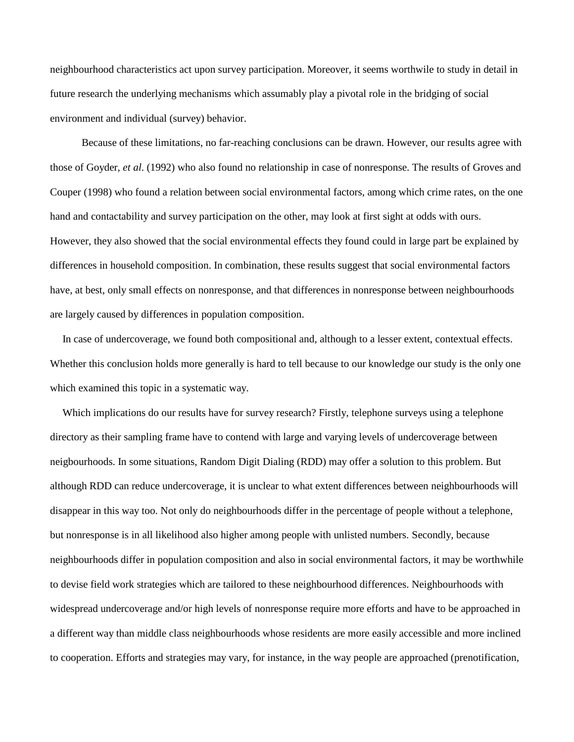neighbourhood characteristics act upon survey participation. Moreover, it seems worthwile to study in detail in future research the underlying mechanisms which assumably play a pivotal role in the bridging of social environment and individual (survey) behavior.

Because of these limitations, no far-reaching conclusions can be drawn. However, our results agree with those of Goyder, *et al*. (1992) who also found no relationship in case of nonresponse. The results of Groves and Couper (1998) who found a relation between social environmental factors, among which crime rates, on the one hand and contactability and survey participation on the other, may look at first sight at odds with ours. However, they also showed that the social environmental effects they found could in large part be explained by differences in household composition. In combination, these results suggest that social environmental factors have, at best, only small effects on nonresponse, and that differences in nonresponse between neighbourhoods are largely caused by differences in population composition.

In case of undercoverage, we found both compositional and, although to a lesser extent, contextual effects. Whether this conclusion holds more generally is hard to tell because to our knowledge our study is the only one which examined this topic in a systematic way.

Which implications do our results have for survey research? Firstly, telephone surveys using a telephone directory as their sampling frame have to contend with large and varying levels of undercoverage between neigbourhoods. In some situations, Random Digit Dialing (RDD) may offer a solution to this problem. But although RDD can reduce undercoverage, it is unclear to what extent differences between neighbourhoods will disappear in this way too. Not only do neighbourhoods differ in the percentage of people without a telephone, but nonresponse is in all likelihood also higher among people with unlisted numbers. Secondly, because neighbourhoods differ in population composition and also in social environmental factors, it may be worthwhile to devise field work strategies which are tailored to these neighbourhood differences. Neighbourhoods with widespread undercoverage and/or high levels of nonresponse require more efforts and have to be approached in a different way than middle class neighbourhoods whose residents are more easily accessible and more inclined to cooperation. Efforts and strategies may vary, for instance, in the way people are approached (prenotification,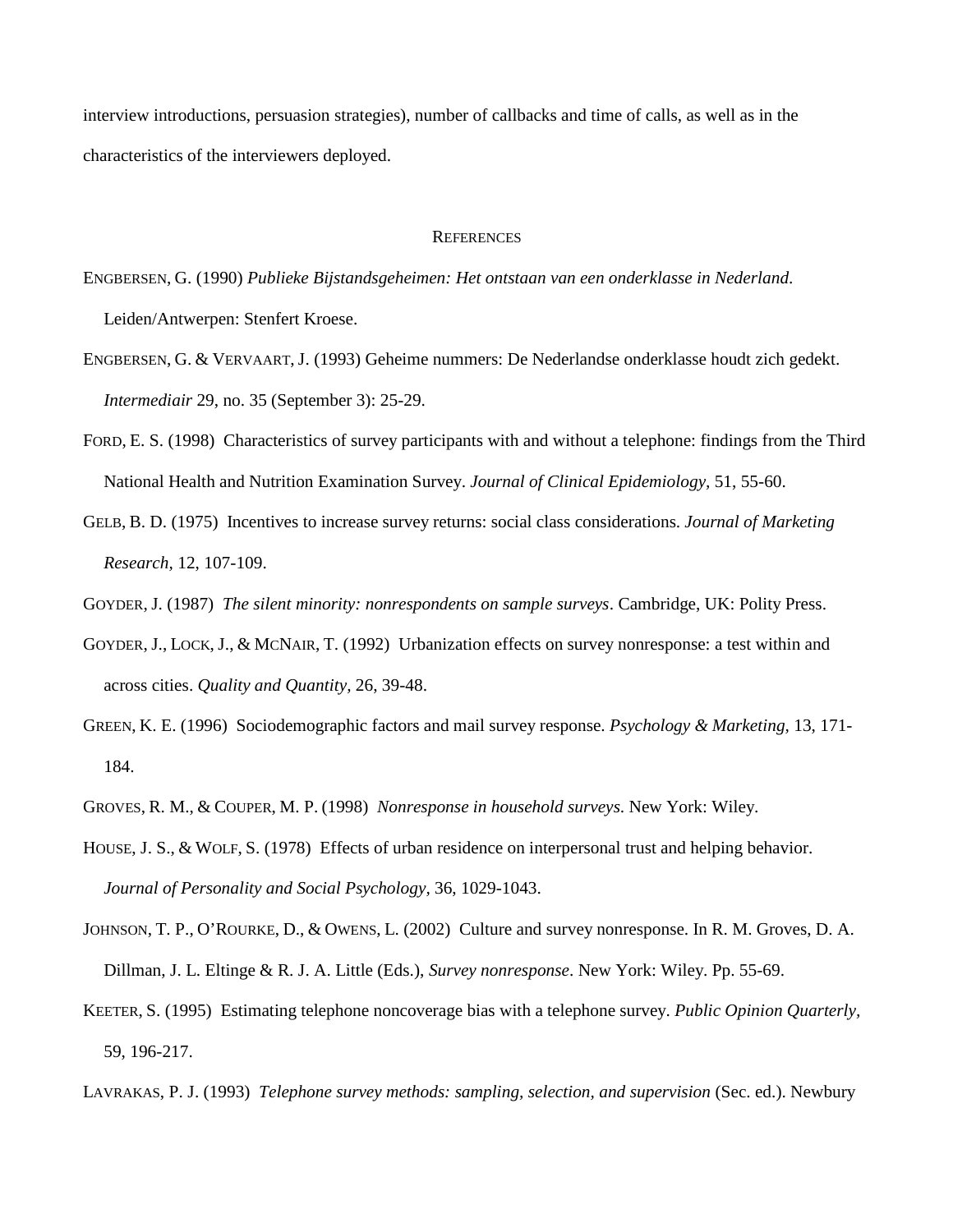interview introductions, persuasion strategies), number of callbacks and time of calls, as well as in the characteristics of the interviewers deployed.

## References

Engbersen, G. (1990) *Publieke Bijstandsgeheimen: Het ontstaan van een onderklasse in Nederland.* Leiden/Antwerpen: Stenfert Kroese.

Engbersen, G. & Vervaart, J. (1993) Geheime nummers: De Nederlandse onderklasse houdt zich gedekt. *Intermediair* 29, no. 35 (September 3): 25-29.

Ford, E. S. (1998) Characteristics of survey participants with and without a telephone: findings from the Third National Health and Nutrition Examination Survey. *Journal of Clinical Epidemiology,* 51, 55-60.

Gelb, B. D. (1975) Incentives to increase survey returns: social class considerations. *Journal of Marketing Research,* 12, 107-109.

Goyder, J. (1987) *The silent minority: nonrespondents on sample surveys*. Cambridge, UK: Polity Press.

Goyder, J., Lock, J., & McNair, T. (1992) Urbanization effects on survey nonresponse: a test within and across cities. *Quality and Quantity,* 26, 39-48.

Green, K. E. (1996) Sociodemographic factors and mail survey response. *Psychology & Marketing,* 13, 171-184.

Groves, R. M., & Couper, M. P. (1998) *Nonresponse in household surveys.* New York: Wiley.

House, J. S., & Wolf, S. (1978) Effects of urban residence on interpersonal trust and helping behavior. *Journal of Personality and Social Psychology,* 36, 1029-1043.

Johnson, T. P., O'Rourke, D., & Owens, L. (2002) Culture and survey nonresponse. In R. M. Groves, D. A. Dillman, J. L. Eltinge & R. J. A. Little (Eds.), *Survey nonresponse*. New York: Wiley. Pp. 55-69.

Keeter, S. (1995) Estimating telephone noncoverage bias with a telephone survey. *Public Opinion Quarterly,* 59, 196-217.

Lavrakas, P. J. (1993) *Telephone survey methods: sampling, selection, and supervision* (Sec. ed.). Newbury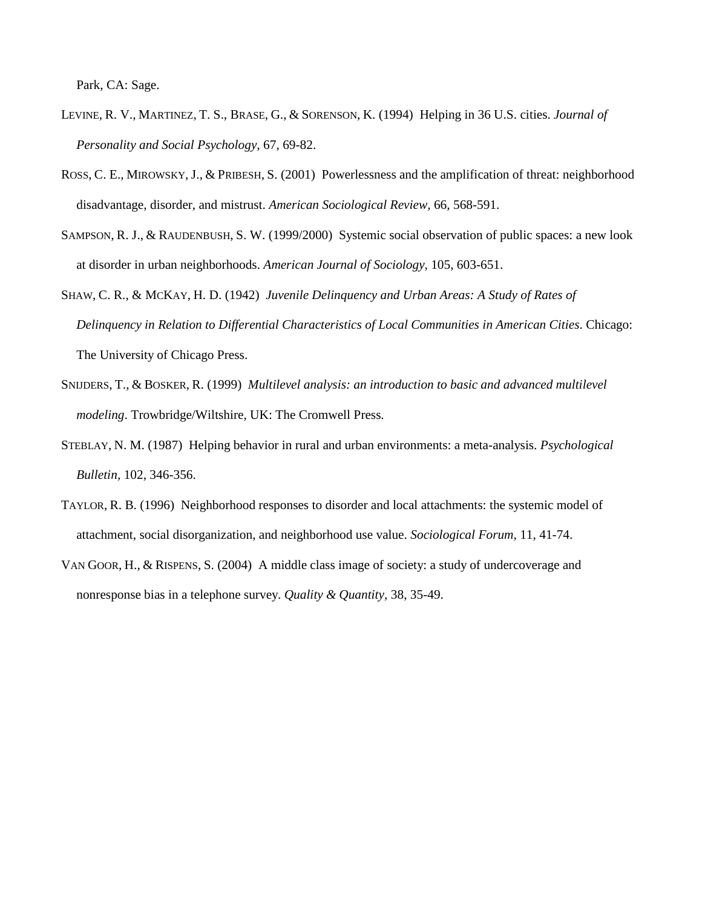Park, CA: Sage.

LEVINE, R. V., MARTINEZ, T. S., BRASE, G., & SORENSON, K. (1994) Helping in 36 U.S. cities. *Journal of Personality and Social Psychology*, 67, 69-82.

ROSS, C. E., MIROWSKY, J., & PRIBESH, S. (2001) Powerlessness and the amplification of threat: neighborhood disadvantage, disorder, and mistrust. *American Sociological Review*, 66, 568-591.

SAMPSON, R. J., & RAUDENBUSH, S. W. (1999/2000) Systemic social observation of public spaces: a new look at disorder in urban neighborhoods. *American Journal of Sociology*, 105, 603-651.

SHAW, C. R., & MCKAY, H. D. (1942) *Juvenile Delinquency and Urban Areas: A Study of Rates of Delinquency in Relation to Differential Characteristics of Local Communities in American Cities*. Chicago: The University of Chicago Press.

SNIJDERS, T., & BOSKER, R. (1999) *Multilevel analysis: an introduction to basic and advanced multilevel modeling*. Trowbridge/Wiltshire, UK: The Cromwell Press.

STEBLAY, N. M. (1987) Helping behavior in rural and urban environments: a meta-analysis. *Psychological Bulletin*, 102, 346-356.

TAYLOR, R. B. (1996) Neighborhood responses to disorder and local attachments: the systemic model of attachment, social disorganization, and neighborhood use value. *Sociological Forum*, 11, 41-74.

VAN GOOR, H., & RISPENS, S. (2004) A middle class image of society: a study of undercoverage and nonresponse bias in a telephone survey. *Quality & Quantity*, 38, 35-49.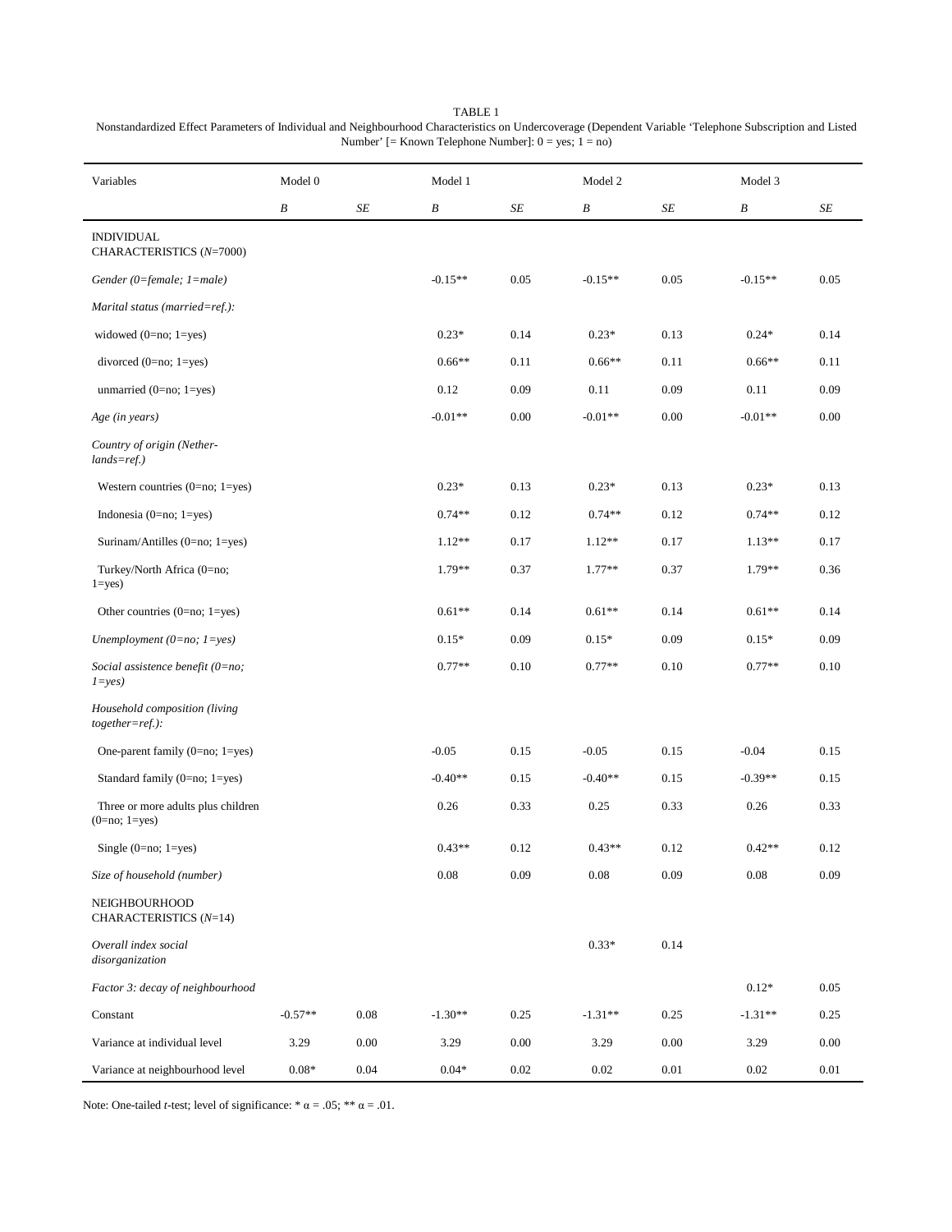TABLE 1

Nonstandardized Effect Parameters of Individual and Neighbourhood Characteristics on Undercoverage (Dependent Variable 'Telephone Subscription and Listed Number' [= Known Telephone Number]: 0 = yes; 1 = no)

| Variables | Model 0 | | Model 1 | | Model 2 | | Model 3 | |
|---|---|---|---|---|---|---|---|---|
| | *B* | *SE* | *B* | *SE* | *B* | *SE* | *B* | *SE* |
| INDIVIDUAL CHARACTERISTICS (*N*=7000) | | | | | | | | |
| *Gender (0=female; 1=male)* | | | -0.15** | 0.05 | -0.15** | 0.05 | -0.15** | 0.05 |
| *Marital status (married=ref.):* | | | | | | | | |
| widowed (0=no; 1=yes) | | | 0.23* | 0.14 | 0.23* | 0.13 | 0.24* | 0.14 |
| divorced (0=no; 1=yes) | | | 0.66** | 0.11 | 0.66** | 0.11 | 0.66** | 0.11 |
| unmarried (0=no; 1=yes) | | | 0.12 | 0.09 | 0.11 | 0.09 | 0.11 | 0.09 |
| *Age (in years)* | | | -0.01** | 0.00 | -0.01** | 0.00 | -0.01** | 0.00 |
| *Country of origin (Netherlands=ref.)* | | | | | | | | |
| Western countries (0=no; 1=yes) | | | 0.23* | 0.13 | 0.23* | 0.13 | 0.23* | 0.13 |
| Indonesia (0=no; 1=yes) | | | 0.74** | 0.12 | 0.74** | 0.12 | 0.74** | 0.12 |
| Surinam/Antilles (0=no; 1=yes) | | | 1.12** | 0.17 | 1.12** | 0.17 | 1.13** | 0.17 |
| Turkey/North Africa (0=no; 1=yes) | | | 1.79** | 0.37 | 1.77** | 0.37 | 1.79** | 0.36 |
| Other countries (0=no; 1=yes) | | | 0.61** | 0.14 | 0.61** | 0.14 | 0.61** | 0.14 |
| *Unemployment (0=no; 1=yes)* | | | 0.15* | 0.09 | 0.15* | 0.09 | 0.15* | 0.09 |
| *Social assistence benefit (0=no; 1=yes)* | | | 0.77** | 0.10 | 0.77** | 0.10 | 0.77** | 0.10 |
| *Household composition (living together=ref.):* | | | | | | | | |
| One-parent family (0=no; 1=yes) | | | -0.05 | 0.15 | -0.05 | 0.15 | -0.04 | 0.15 |
| Standard family (0=no; 1=yes) | | | -0.40** | 0.15 | -0.40** | 0.15 | -0.39** | 0.15 |
| Three or more adults plus children (0=no; 1=yes) | | | 0.26 | 0.33 | 0.25 | 0.33 | 0.26 | 0.33 |
| Single (0=no; 1=yes) | | | 0.43** | 0.12 | 0.43** | 0.12 | 0.42** | 0.12 |
| *Size of household (number)* | | | 0.08 | 0.09 | 0.08 | 0.09 | 0.08 | 0.09 |
| NEIGHBOURHOOD CHARACTERISTICS (*N*=14) | | | | | | | | |
| *Overall index social disorganization* | | | | | 0.33* | 0.14 | | |
| *Factor 3: decay of neighbourhood* | | | | | | | 0.12* | 0.05 |
| Constant | -0.57** | 0.08 | -1.30** | 0.25 | -1.31** | 0.25 | -1.31** | 0.25 |
| Variance at individual level | 3.29 | 0.00 | 3.29 | 0.00 | 3.29 | 0.00 | 3.29 | 0.00 |
| Variance at neighbourhood level | 0.08* | 0.04 | 0.04* | 0.02 | 0.02 | 0.01 | 0.02 | 0.01 |

Note: One-tailed *t*-test; level of significance: * $\alpha$ = .05; ** $\alpha$ = .01.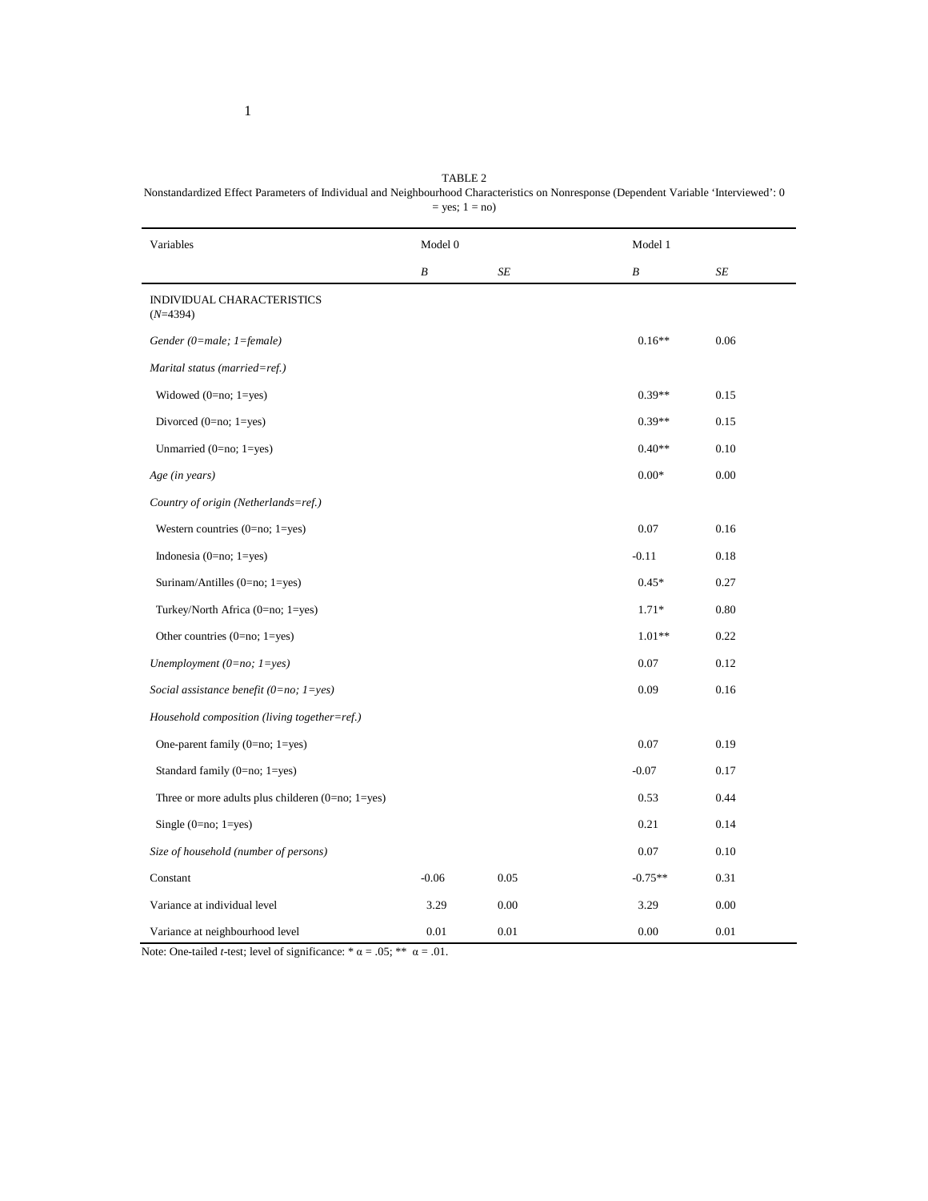TABLE 2

Nonstandardized Effect Parameters of Individual and Neighbourhood Characteristics on Nonresponse (Dependent Variable 'Interviewed': 0 = yes; 1 = no)

| Variables | Model 0 | | Model 1 | |
|---|---|---|---|---|
| | *B* | *SE* | *B* | *SE* |
| INDIVIDUAL CHARACTERISTICS (*N*=4394) | | | | |
| *Gender (0=male; 1=female)* | | | 0.16** | 0.06 |
| *Marital status (married=ref.)* | | | | |
| Widowed (0=no; 1=yes) | | | 0.39** | 0.15 |
| Divorced (0=no; 1=yes) | | | 0.39** | 0.15 |
| Unmarried (0=no; 1=yes) | | | 0.40** | 0.10 |
| *Age (in years)* | | | 0.00* | 0.00 |
| *Country of origin (Netherlands=ref.)* | | | | |
| Western countries (0=no; 1=yes) | | | 0.07 | 0.16 |
| Indonesia (0=no; 1=yes) | | | -0.11 | 0.18 |
| Surinam/Antilles (0=no; 1=yes) | | | 0.45* | 0.27 |
| Turkey/North Africa (0=no; 1=yes) | | | 1.71* | 0.80 |
| Other countries (0=no; 1=yes) | | | 1.01** | 0.22 |
| *Unemployment (0=no; 1=yes)* | | | 0.07 | 0.12 |
| *Social assistance benefit (0=no; 1=yes)* | | | 0.09 | 0.16 |
| *Household composition (living together=ref.)* | | | | |
| One-parent family (0=no; 1=yes) | | | 0.07 | 0.19 |
| Standard family (0=no; 1=yes) | | | -0.07 | 0.17 |
| Three or more adults plus childeren (0=no; 1=yes) | | | 0.53 | 0.44 |
| Single (0=no; 1=yes) | | | 0.21 | 0.14 |
| *Size of household (number of persons)* | | | 0.07 | 0.10 |
| Constant | -0.06 | 0.05 | -0.75** | 0.31 |
| Variance at individual level | 3.29 | 0.00 | 3.29 | 0.00 |
| Variance at neighbourhood level | 0.01 | 0.01 | 0.00 | 0.01 |

Note: One-tailed *t*-test; level of significance: * $\alpha = .05$; ** $\alpha = .01$.